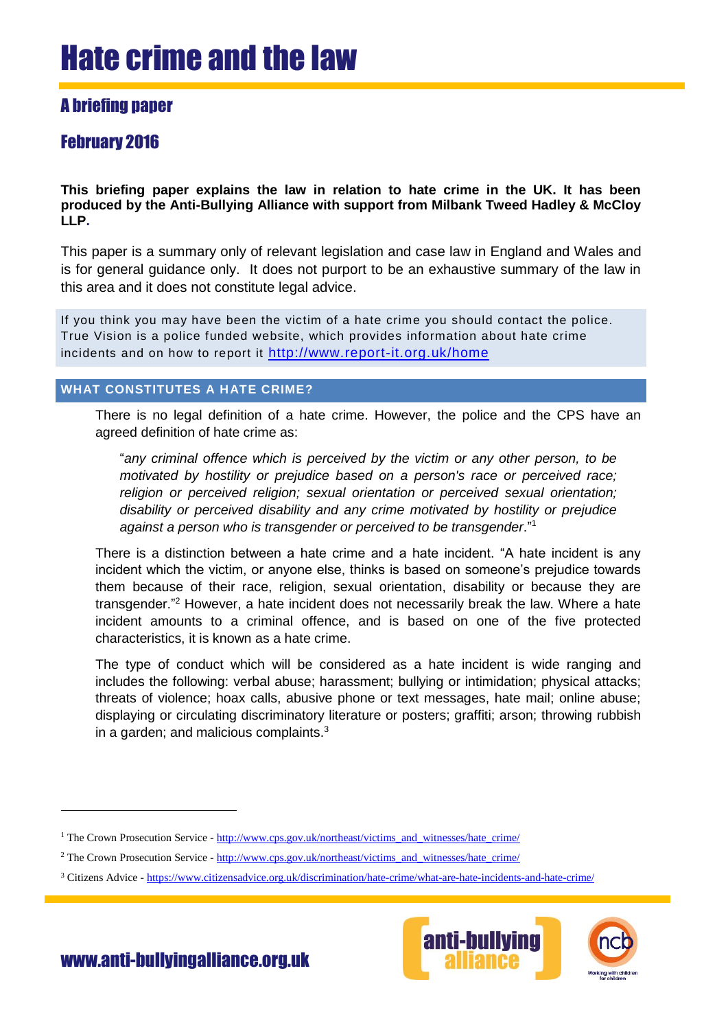# Hate crime and the law

## A briefing paper

## February 2016

**This briefing paper explains the law in relation to hate crime in the UK. It has been produced by the Anti-Bullying Alliance with support from Milbank Tweed Hadley & McCloy LLP.**

This paper is a summary only of relevant legislation and case law in England and Wales and is for general guidance only. It does not purport to be an exhaustive summary of the law in this area and it does not constitute legal advice.

If you think you may have been the victim of a hate crime you should contact the police. True Vision is a police funded website, which provides information about hate crime incidents and on how to report it http://www.report-it.org.uk/home

### WHAT CONSTITUTES A HATE CRIME?

There is no legal definition of a hate crime. However, the police and the CPS have an agreed definition of hate crime as:

> "*any criminal offence which is perceived by the victim or any other person, to be motivated by hostility or prejudice based on a person's race or perceived race; religion or perceived religion; sexual orientation or perceived sexual orientation; disability or perceived disability and any crime motivated by hostility or prejudice against a person who is transgender or perceived to be transgender*."[1]

There is a distinction between a hate crime and a hate incident. "A hate incident is any incident which the victim, or anyone else, thinks is based on someone's prejudice towards them because of their race, religion, sexual orientation, disability or because they are transgender."[2] However, a hate incident does not necessarily break the law. Where a hate incident amounts to a criminal offence, and is based on one of the five protected characteristics, it is known as a hate crime.

The type of conduct which will be considered as a hate incident is wide ranging and includes the following: verbal abuse; harassment; bullying or intimidation; physical attacks; threats of violence; hoax calls, abusive phone or text messages, hate mail; online abuse; displaying or circulating discriminatory literature or posters; graffiti; arson; throwing rubbish in a garden; and malicious complaints.[3]

---

[1] The Crown Prosecution Service - http://www.cps.gov.uk/northeast/victims_and_witnesses/hate_crime/

[2] The Crown Prosecution Service - http://www.cps.gov.uk/northeast/victims_and_witnesses/hate_crime/

[3] Citizens Advice - https://www.citizensadvice.org.uk/discrimination/hate-crime/what-are-hate-incidents-and-hate-crime/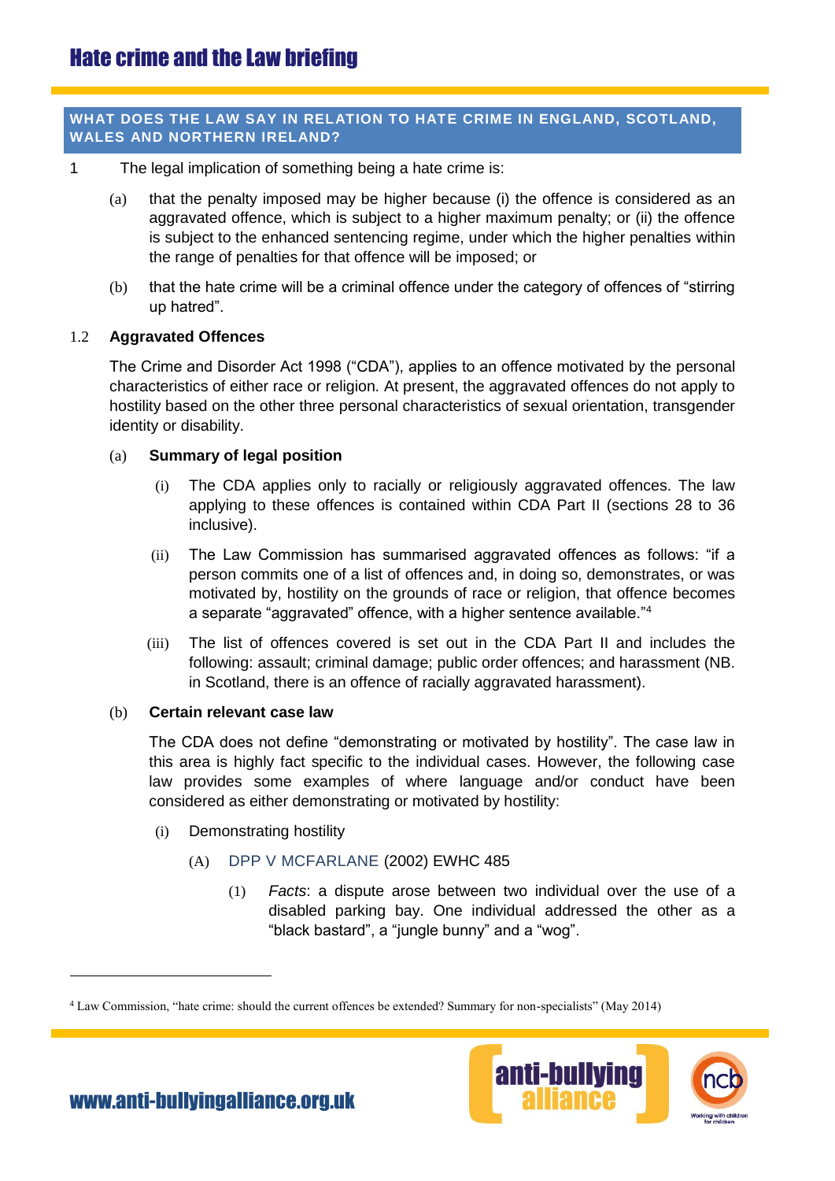## WHAT DOES THE LAW SAY IN RELATION TO HATE CRIME IN ENGLAND, SCOTLAND, WALES AND NORTHERN IRELAND?

1 The legal implication of something being a hate crime is:

(a) that the penalty imposed may be higher because (i) the offence is considered as an aggravated offence, which is subject to a higher maximum penalty; or (ii) the offence is subject to the enhanced sentencing regime, under which the higher penalties within the range of penalties for that offence will be imposed; or

(b) that the hate crime will be a criminal offence under the category of offences of "stirring up hatred".

### 1.2 Aggravated Offences

The Crime and Disorder Act 1998 ("CDA"), applies to an offence motivated by the personal characteristics of either race or religion. At present, the aggravated offences do not apply to hostility based on the other three personal characteristics of sexual orientation, transgender identity or disability.

(a) **Summary of legal position**

(i) The CDA applies only to racially or religiously aggravated offences. The law applying to these offences is contained within CDA Part II (sections 28 to 36 inclusive).

(ii) The Law Commission has summarised aggravated offences as follows: "if a person commits one of a list of offences and, in doing so, demonstrates, or was motivated by, hostility on the grounds of race or religion, that offence becomes a separate "aggravated" offence, with a higher sentence available."[4]

(iii) The list of offences covered is set out in the CDA Part II and includes the following: assault; criminal damage; public order offences; and harassment (NB. in Scotland, there is an offence of racially aggravated harassment).

(b) **Certain relevant case law**

The CDA does not define "demonstrating or motivated by hostility". The case law in this area is highly fact specific to the individual cases. However, the following case law provides some examples of where language and/or conduct have been considered as either demonstrating or motivated by hostility:

(i) Demonstrating hostility

(A) DPP V MCFARLANE (2002) EWHC 485

(1) *Facts*: a dispute arose between two individual over the use of a disabled parking bay. One individual addressed the other as a "black bastard", a "jungle bunny" and a "wog".

---

[4] Law Commission, "hate crime: should the current offences be extended? Summary for non-specialists" (May 2014)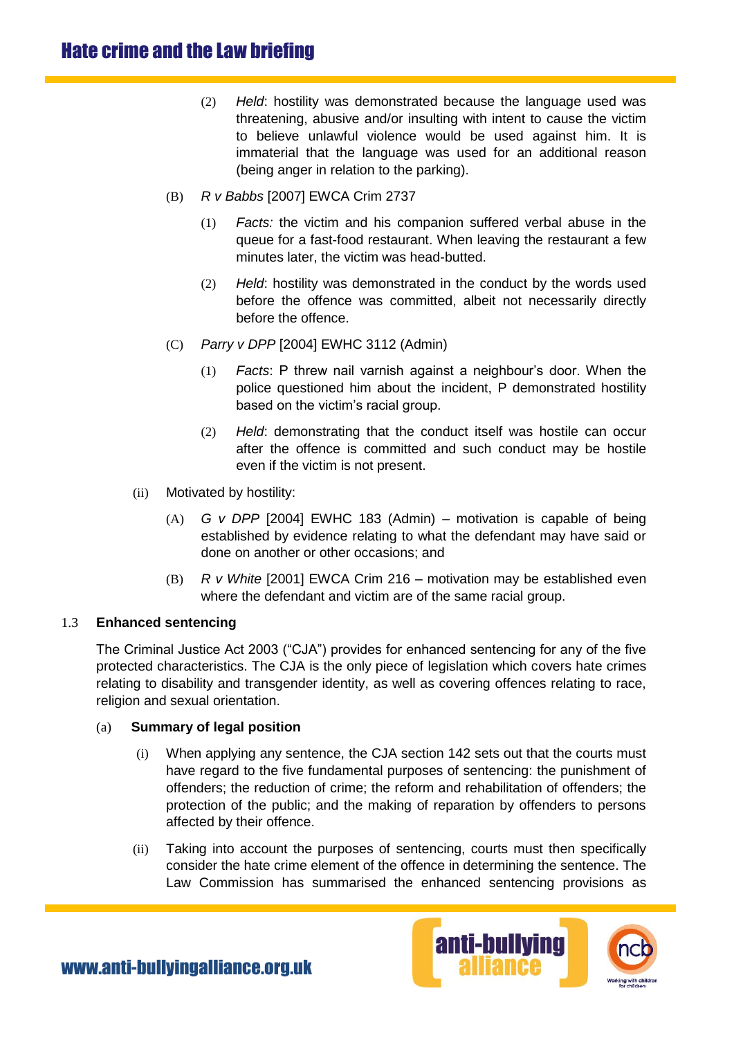(2) *Held*: hostility was demonstrated because the language used was threatening, abusive and/or insulting with intent to cause the victim to believe unlawful violence would be used against him. It is immaterial that the language was used for an additional reason (being anger in relation to the parking).

(B) *R v Babbs* [2007] EWCA Crim 2737

(1) *Facts:* the victim and his companion suffered verbal abuse in the queue for a fast-food restaurant. When leaving the restaurant a few minutes later, the victim was head-butted.

(2) *Held*: hostility was demonstrated in the conduct by the words used before the offence was committed, albeit not necessarily directly before the offence.

(C) *Parry v DPP* [2004] EWHC 3112 (Admin)

(1) *Facts*: P threw nail varnish against a neighbour's door. When the police questioned him about the incident, P demonstrated hostility based on the victim's racial group.

(2) *Held*: demonstrating that the conduct itself was hostile can occur after the offence is committed and such conduct may be hostile even if the victim is not present.

(ii) Motivated by hostility:

(A) *G v DPP* [2004] EWHC 183 (Admin) – motivation is capable of being established by evidence relating to what the defendant may have said or done on another or other occasions; and

(B) *R v White* [2001] EWCA Crim 216 – motivation may be established even where the defendant and victim are of the same racial group.

## 1.3 Enhanced sentencing

The Criminal Justice Act 2003 ("CJA") provides for enhanced sentencing for any of the five protected characteristics. The CJA is the only piece of legislation which covers hate crimes relating to disability and transgender identity, as well as covering offences relating to race, religion and sexual orientation.

### (a) Summary of legal position

(i) When applying any sentence, the CJA section 142 sets out that the courts must have regard to the five fundamental purposes of sentencing: the punishment of offenders; the reduction of crime; the reform and rehabilitation of offenders; the protection of the public; and the making of reparation by offenders to persons affected by their offence.

(ii) Taking into account the purposes of sentencing, courts must then specifically consider the hate crime element of the offence in determining the sentence. The Law Commission has summarised the enhanced sentencing provisions as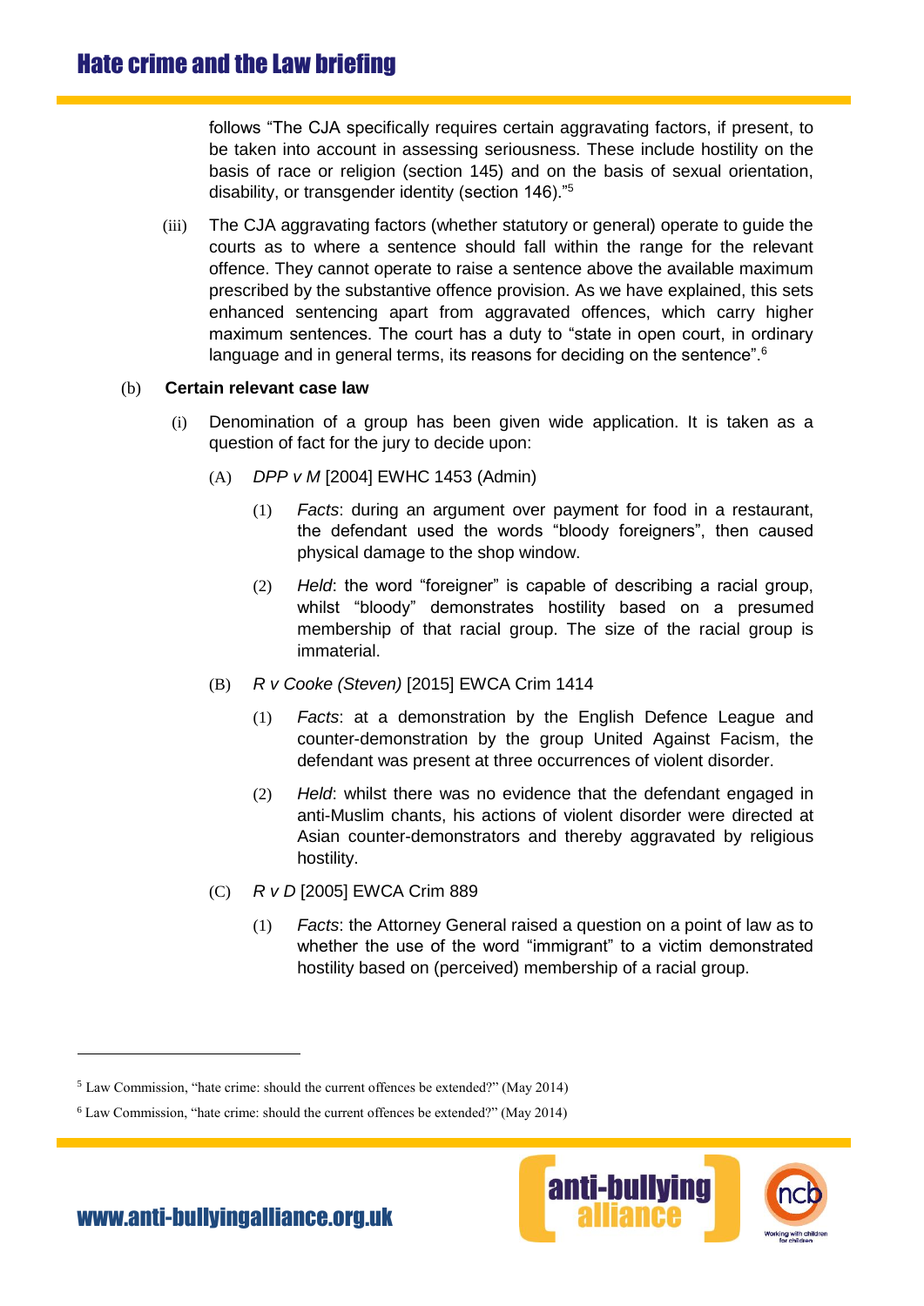follows "The CJA specifically requires certain aggravating factors, if present, to be taken into account in assessing seriousness. These include hostility on the basis of race or religion (section 145) and on the basis of sexual orientation, disability, or transgender identity (section 146)."[5]

(iii) The CJA aggravating factors (whether statutory or general) operate to guide the courts as to where a sentence should fall within the range for the relevant offence. They cannot operate to raise a sentence above the available maximum prescribed by the substantive offence provision. As we have explained, this sets enhanced sentencing apart from aggravated offences, which carry higher maximum sentences. The court has a duty to "state in open court, in ordinary language and in general terms, its reasons for deciding on the sentence".[6]

(b) **Certain relevant case law**

(i) Denomination of a group has been given wide application. It is taken as a question of fact for the jury to decide upon:

(A) *DPP v M* [2004] EWHC 1453 (Admin)

(1) *Facts*: during an argument over payment for food in a restaurant, the defendant used the words "bloody foreigners", then caused physical damage to the shop window.

(2) *Held*: the word "foreigner" is capable of describing a racial group, whilst "bloody" demonstrates hostility based on a presumed membership of that racial group. The size of the racial group is immaterial.

(B) *R v Cooke (Steven)* [2015] EWCA Crim 1414

(1) *Facts*: at a demonstration by the English Defence League and counter-demonstration by the group United Against Facism, the defendant was present at three occurrences of violent disorder.

(2) *Held*: whilst there was no evidence that the defendant engaged in anti-Muslim chants, his actions of violent disorder were directed at Asian counter-demonstrators and thereby aggravated by religious hostility.

(C) *R v D* [2005] EWCA Crim 889

(1) *Facts*: the Attorney General raised a question on a point of law as to whether the use of the word "immigrant" to a victim demonstrated hostility based on (perceived) membership of a racial group.

---

[5] Law Commission, "hate crime: should the current offences be extended?" (May 2014)

[6] Law Commission, "hate crime: should the current offences be extended?" (May 2014)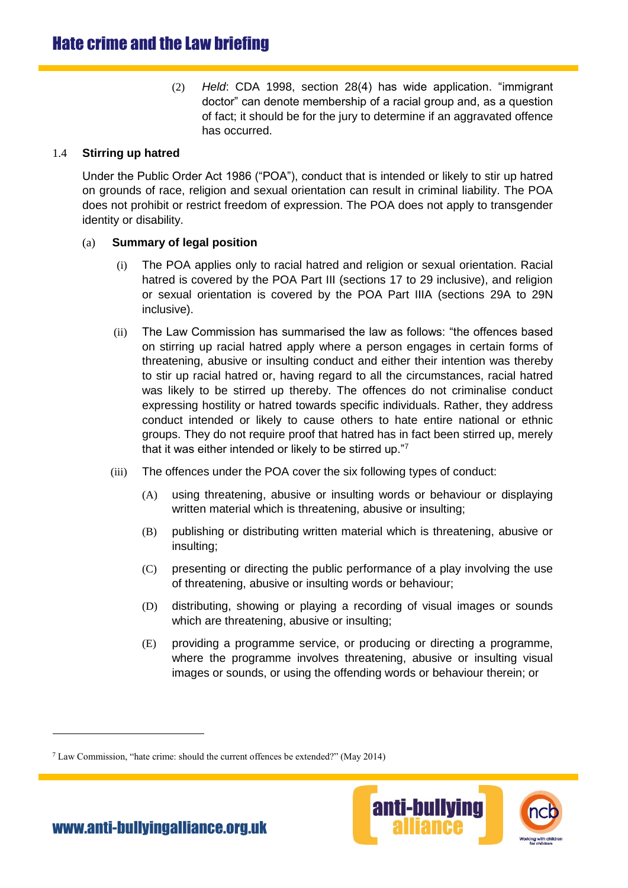(2) *Held*: CDA 1998, section 28(4) has wide application. "immigrant doctor" can denote membership of a racial group and, as a question of fact; it should be for the jury to determine if an aggravated offence has occurred.

### 1.4 Stirring up hatred

Under the Public Order Act 1986 ("POA"), conduct that is intended or likely to stir up hatred on grounds of race, religion and sexual orientation can result in criminal liability. The POA does not prohibit or restrict freedom of expression. The POA does not apply to transgender identity or disability.

#### (a) Summary of legal position

(i) The POA applies only to racial hatred and religion or sexual orientation. Racial hatred is covered by the POA Part III (sections 17 to 29 inclusive), and religion or sexual orientation is covered by the POA Part IIIA (sections 29A to 29N inclusive).

(ii) The Law Commission has summarised the law as follows: "the offences based on stirring up racial hatred apply where a person engages in certain forms of threatening, abusive or insulting conduct and either their intention was thereby to stir up racial hatred or, having regard to all the circumstances, racial hatred was likely to be stirred up thereby. The offences do not criminalise conduct expressing hostility or hatred towards specific individuals. Rather, they address conduct intended or likely to cause others to hate entire national or ethnic groups. They do not require proof that hatred has in fact been stirred up, merely that it was either intended or likely to be stirred up."[7]

(iii) The offences under the POA cover the six following types of conduct:

(A) using threatening, abusive or insulting words or behaviour or displaying written material which is threatening, abusive or insulting;

(B) publishing or distributing written material which is threatening, abusive or insulting;

(C) presenting or directing the public performance of a play involving the use of threatening, abusive or insulting words or behaviour;

(D) distributing, showing or playing a recording of visual images or sounds which are threatening, abusive or insulting;

(E) providing a programme service, or producing or directing a programme, where the programme involves threatening, abusive or insulting visual images or sounds, or using the offending words or behaviour therein; or

[7] Law Commission, "hate crime: should the current offences be extended?" (May 2014)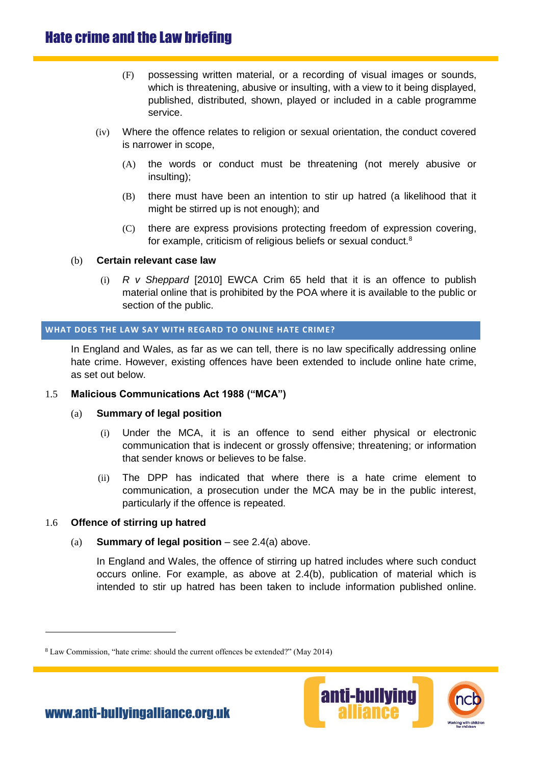(F) possessing written material, or a recording of visual images or sounds, which is threatening, abusive or insulting, with a view to it being displayed, published, distributed, shown, played or included in a cable programme service.

(iv) Where the offence relates to religion or sexual orientation, the conduct covered is narrower in scope,

(A) the words or conduct must be threatening (not merely abusive or insulting);

(B) there must have been an intention to stir up hatred (a likelihood that it might be stirred up is not enough); and

(C) there are express provisions protecting freedom of expression covering, for example, criticism of religious beliefs or sexual conduct.[8]

(b) **Certain relevant case law**

(i) *R v Sheppard* [2010] EWCA Crim 65 held that it is an offence to publish material online that is prohibited by the POA where it is available to the public or section of the public.

## WHAT DOES THE LAW SAY WITH REGARD TO ONLINE HATE CRIME?

In England and Wales, as far as we can tell, there is no law specifically addressing online hate crime. However, existing offences have been extended to include online hate crime, as set out below.

### 1.5 Malicious Communications Act 1988 ("MCA")

(a) **Summary of legal position**

(i) Under the MCA, it is an offence to send either physical or electronic communication that is indecent or grossly offensive; threatening; or information that sender knows or believes to be false.

(ii) The DPP has indicated that where there is a hate crime element to communication, a prosecution under the MCA may be in the public interest, particularly if the offence is repeated.

### 1.6 Offence of stirring up hatred

(a) **Summary of legal position** – see 2.4(a) above.

In England and Wales, the offence of stirring up hatred includes where such conduct occurs online. For example, as above at 2.4(b), publication of material which is intended to stir up hatred has been taken to include information published online.

---

[8] Law Commission, "hate crime: should the current offences be extended?" (May 2014)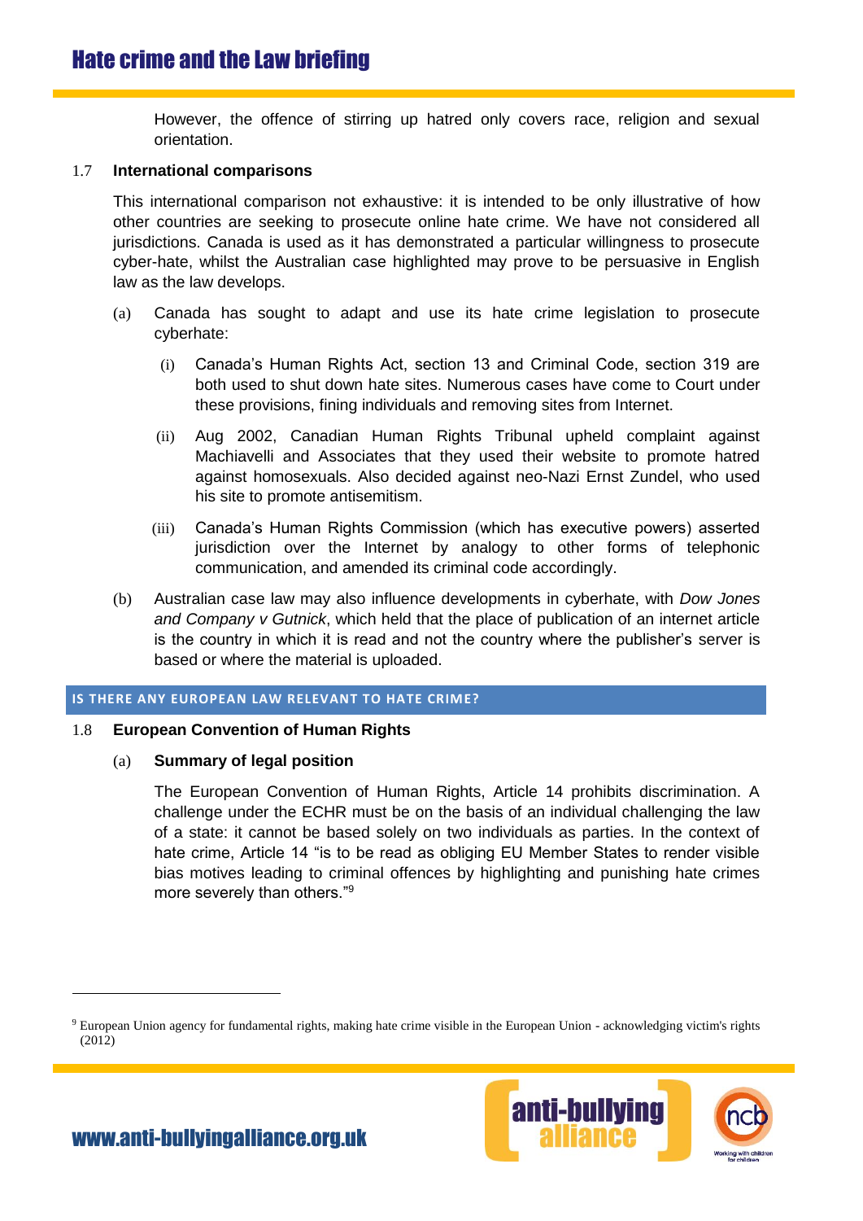However, the offence of stirring up hatred only covers race, religion and sexual orientation.

1.7 **International comparisons**

This international comparison not exhaustive: it is intended to be only illustrative of how other countries are seeking to prosecute online hate crime. We have not considered all jurisdictions. Canada is used as it has demonstrated a particular willingness to prosecute cyber-hate, whilst the Australian case highlighted may prove to be persuasive in English law as the law develops.

(a) Canada has sought to adapt and use its hate crime legislation to prosecute cyberhate:

  (i) Canada's Human Rights Act, section 13 and Criminal Code, section 319 are both used to shut down hate sites. Numerous cases have come to Court under these provisions, fining individuals and removing sites from Internet.

  (ii) Aug 2002, Canadian Human Rights Tribunal upheld complaint against Machiavelli and Associates that they used their website to promote hatred against homosexuals. Also decided against neo-Nazi Ernst Zundel, who used his site to promote antisemitism.

  (iii) Canada's Human Rights Commission (which has executive powers) asserted jurisdiction over the Internet by analogy to other forms of telephonic communication, and amended its criminal code accordingly.

(b) Australian case law may also influence developments in cyberhate, with *Dow Jones and Company v Gutnick*, which held that the place of publication of an internet article is the country in which it is read and not the country where the publisher's server is based or where the material is uploaded.

## IS THERE ANY EUROPEAN LAW RELEVANT TO HATE CRIME?

1.8 **European Convention of Human Rights**

(a) **Summary of legal position**

The European Convention of Human Rights, Article 14 prohibits discrimination. A challenge under the ECHR must be on the basis of an individual challenging the law of a state: it cannot be based solely on two individuals as parties. In the context of hate crime, Article 14 "is to be read as obliging EU Member States to render visible bias motives leading to criminal offences by highlighting and punishing hate crimes more severely than others."[9]

[9] European Union agency for fundamental rights, making hate crime visible in the European Union - acknowledging victim's rights (2012)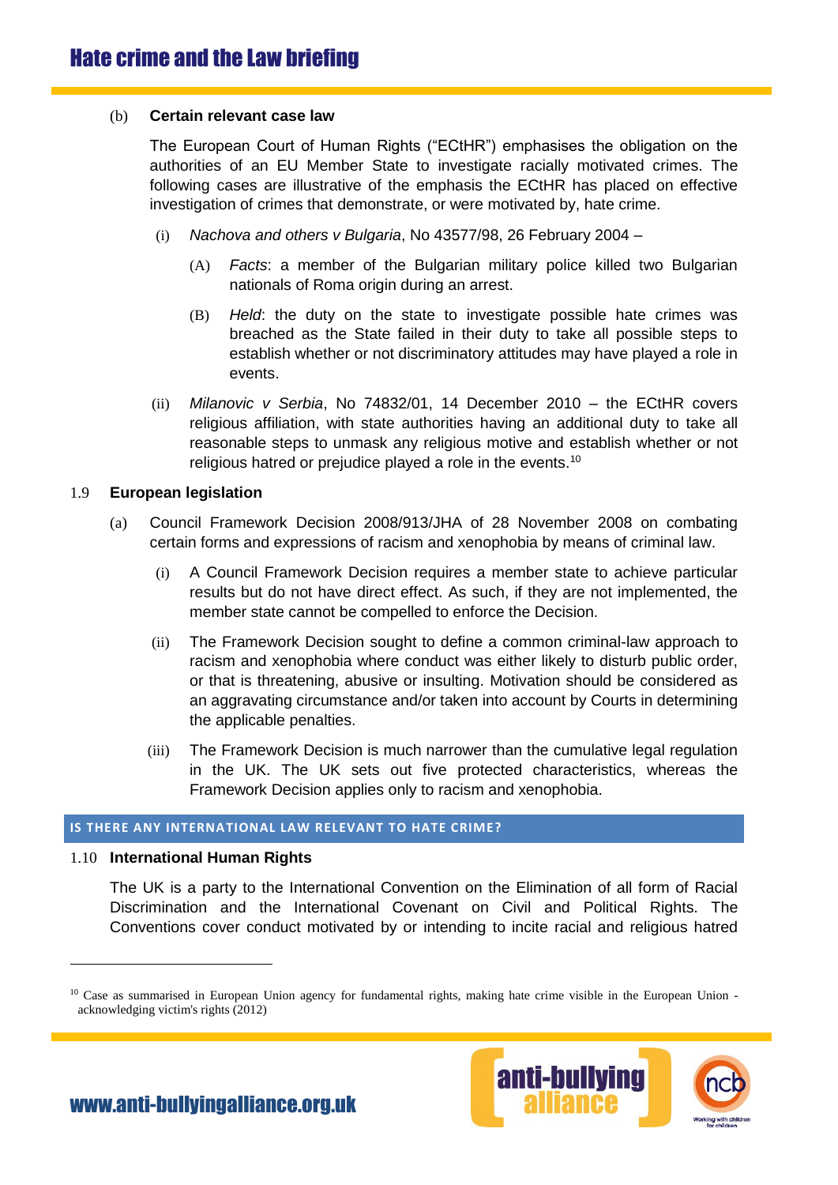(b) **Certain relevant case law**

The European Court of Human Rights ("ECtHR") emphasises the obligation on the authorities of an EU Member State to investigate racially motivated crimes. The following cases are illustrative of the emphasis the ECtHR has placed on effective investigation of crimes that demonstrate, or were motivated by, hate crime.

(i) *Nachova and others v Bulgaria*, No 43577/98, 26 February 2004 –

(A) *Facts*: a member of the Bulgarian military police killed two Bulgarian nationals of Roma origin during an arrest.

(B) *Held*: the duty on the state to investigate possible hate crimes was breached as the State failed in their duty to take all possible steps to establish whether or not discriminatory attitudes may have played a role in events.

(ii) *Milanovic v Serbia*, No 74832/01, 14 December 2010 – the ECtHR covers religious affiliation, with state authorities having an additional duty to take all reasonable steps to unmask any religious motive and establish whether or not religious hatred or prejudice played a role in the events.[10]

1.9 **European legislation**

(a) Council Framework Decision 2008/913/JHA of 28 November 2008 on combating certain forms and expressions of racism and xenophobia by means of criminal law.

(i) A Council Framework Decision requires a member state to achieve particular results but do not have direct effect. As such, if they are not implemented, the member state cannot be compelled to enforce the Decision.

(ii) The Framework Decision sought to define a common criminal-law approach to racism and xenophobia where conduct was either likely to disturb public order, or that is threatening, abusive or insulting. Motivation should be considered as an aggravating circumstance and/or taken into account by Courts in determining the applicable penalties.

(iii) The Framework Decision is much narrower than the cumulative legal regulation in the UK. The UK sets out five protected characteristics, whereas the Framework Decision applies only to racism and xenophobia.

## IS THERE ANY INTERNATIONAL LAW RELEVANT TO HATE CRIME?

1.10 **International Human Rights**

The UK is a party to the International Convention on the Elimination of all form of Racial Discrimination and the International Covenant on Civil and Political Rights. The Conventions cover conduct motivated by or intending to incite racial and religious hatred

[10] Case as summarised in European Union agency for fundamental rights, making hate crime visible in the European Union - acknowledging victim's rights (2012)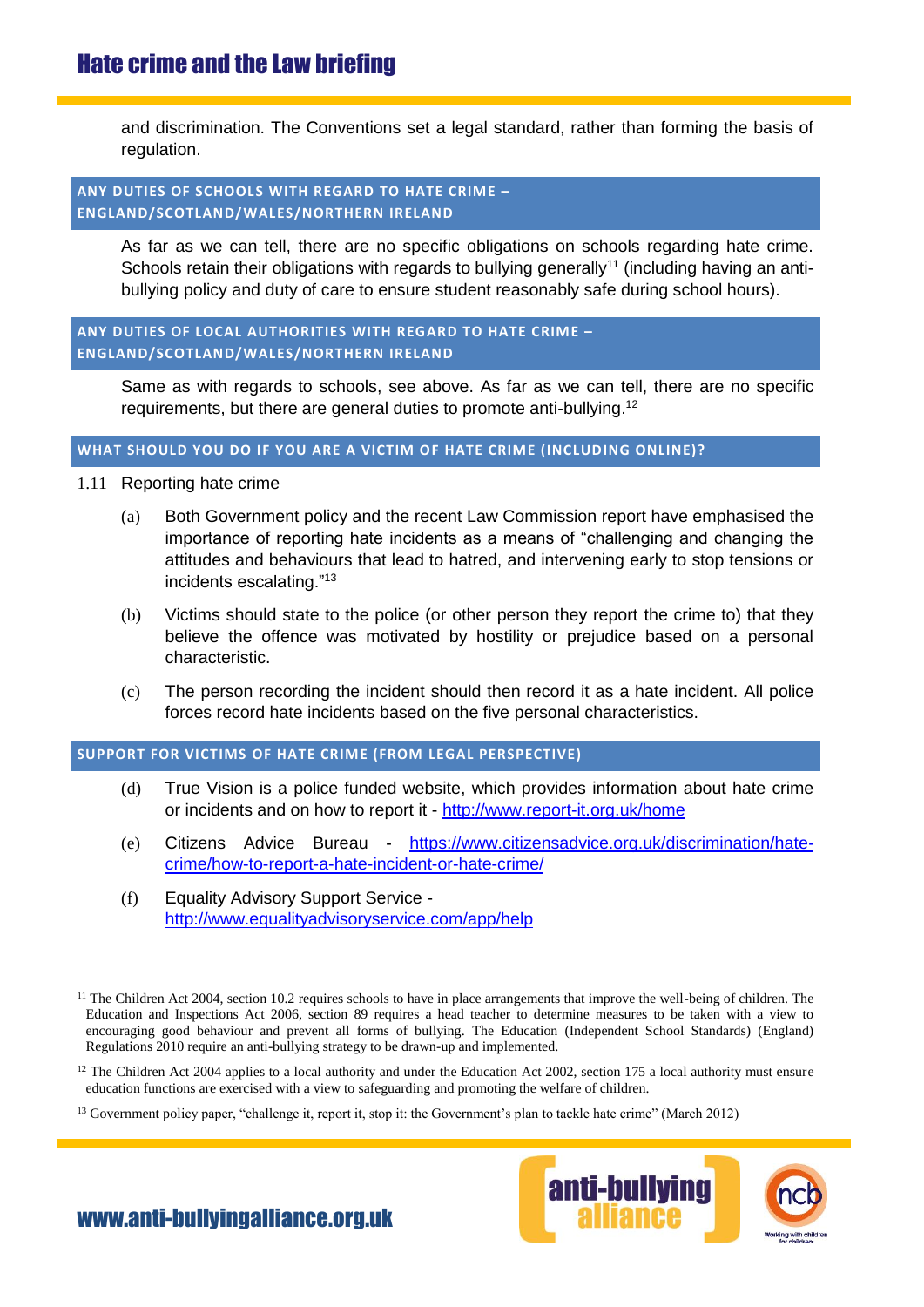and discrimination. The Conventions set a legal standard, rather than forming the basis of regulation.

## ANY DUTIES OF SCHOOLS WITH REGARD TO HATE CRIME – ENGLAND/SCOTLAND/WALES/NORTHERN IRELAND

As far as we can tell, there are no specific obligations on schools regarding hate crime. Schools retain their obligations with regards to bullying generally[11] (including having an anti-bullying policy and duty of care to ensure student reasonably safe during school hours).

## ANY DUTIES OF LOCAL AUTHORITIES WITH REGARD TO HATE CRIME – ENGLAND/SCOTLAND/WALES/NORTHERN IRELAND

Same as with regards to schools, see above. As far as we can tell, there are no specific requirements, but there are general duties to promote anti-bullying.[12]

## WHAT SHOULD YOU DO IF YOU ARE A VICTIM OF HATE CRIME (INCLUDING ONLINE)?

1.11 Reporting hate crime

(a) Both Government policy and the recent Law Commission report have emphasised the importance of reporting hate incidents as a means of "challenging and changing the attitudes and behaviours that lead to hatred, and intervening early to stop tensions or incidents escalating."[13]

(b) Victims should state to the police (or other person they report the crime to) that they believe the offence was motivated by hostility or prejudice based on a personal characteristic.

(c) The person recording the incident should then record it as a hate incident. All police forces record hate incidents based on the five personal characteristics.

## SUPPORT FOR VICTIMS OF HATE CRIME (FROM LEGAL PERSPECTIVE)

(d) True Vision is a police funded website, which provides information about hate crime or incidents and on how to report it - http://www.report-it.org.uk/home

(e) Citizens Advice Bureau - https://www.citizensadvice.org.uk/discrimination/hate-crime/how-to-report-a-hate-incident-or-hate-crime/

(f) Equality Advisory Support Service - http://www.equalityadvisoryservice.com/app/help

---

[11] The Children Act 2004, section 10.2 requires schools to have in place arrangements that improve the well-being of children. The Education and Inspections Act 2006, section 89 requires a head teacher to determine measures to be taken with a view to encouraging good behaviour and prevent all forms of bullying. The Education (Independent School Standards) (England) Regulations 2010 require an anti-bullying strategy to be drawn-up and implemented.

[12] The Children Act 2004 applies to a local authority and under the Education Act 2002, section 175 a local authority must ensure education functions are exercised with a view to safeguarding and promoting the welfare of children.

[13] Government policy paper, "challenge it, report it, stop it: the Government's plan to tackle hate crime" (March 2012)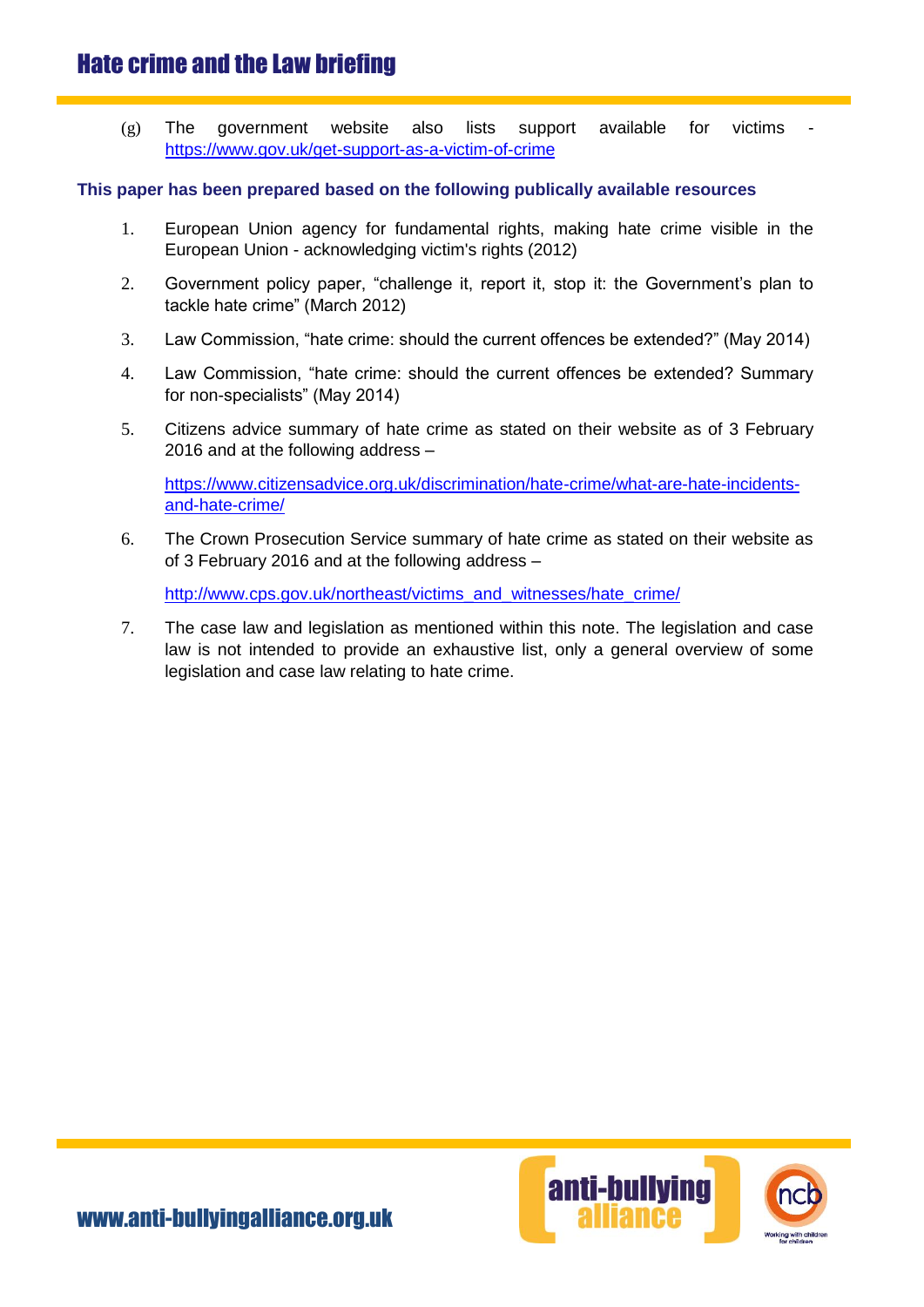(g) The government website also lists support available for victims - https://www.gov.uk/get-support-as-a-victim-of-crime

**This paper has been prepared based on the following publically available resources**

1. European Union agency for fundamental rights, making hate crime visible in the European Union - acknowledging victim's rights (2012)

2. Government policy paper, "challenge it, report it, stop it: the Government's plan to tackle hate crime" (March 2012)

3. Law Commission, "hate crime: should the current offences be extended?" (May 2014)

4. Law Commission, "hate crime: should the current offences be extended? Summary for non-specialists" (May 2014)

5. Citizens advice summary of hate crime as stated on their website as of 3 February 2016 and at the following address –

   https://www.citizensadvice.org.uk/discrimination/hate-crime/what-are-hate-incidents-and-hate-crime/

6. The Crown Prosecution Service summary of hate crime as stated on their website as of 3 February 2016 and at the following address –

   http://www.cps.gov.uk/northeast/victims_and_witnesses/hate_crime/

7. The case law and legislation as mentioned within this note. The legislation and case law is not intended to provide an exhaustive list, only a general overview of some legislation and case law relating to hate crime.